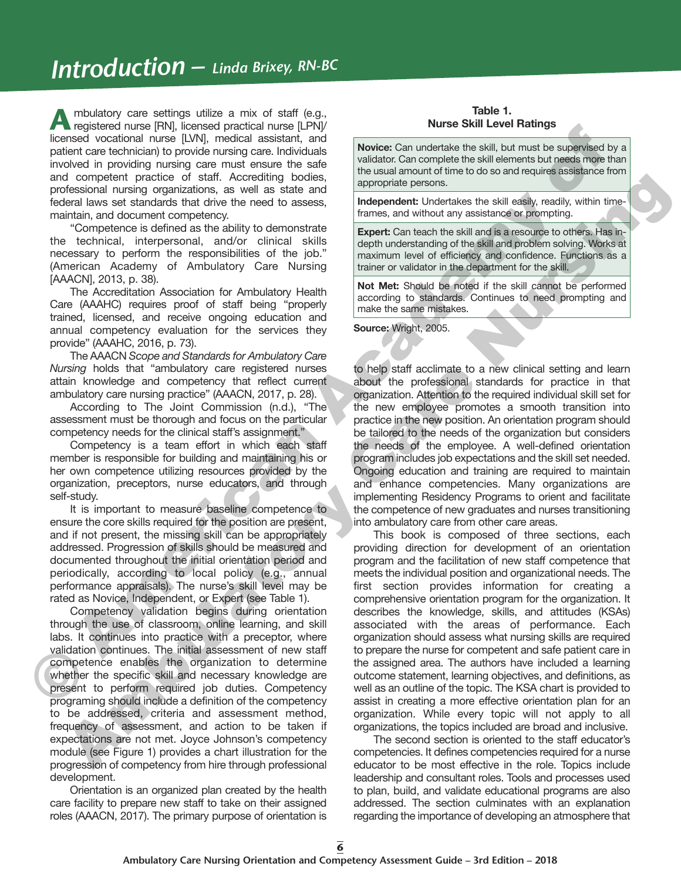# Introduction – *Linda Brixey, RN-BC*

Ambulatory care settings utilize a mix of staff (e.g., registered nurse [RN], licensed practical nurse [LPN]/licensed vocational nurse [LVN], medical assistant, and patient care technician) to provide nursing care. Individuals involved in providing nursing care must ensure the safe and competent practice of staff. Accrediting bodies, professional nursing organizations, as well as state and federal laws set standards that drive the need to assess, maintain, and document competency.

"Competence is defined as the ability to demonstrate the technical, interpersonal, and/or clinical skills necessary to perform the responsibilities of the job." (American Academy of Ambulatory Care Nursing [AAACN], 2013, p. 38).

The Accreditation Association for Ambulatory Health Care (AAAHC) requires proof of staff being "properly trained, licensed, and receive ongoing education and annual competency evaluation for the services they provide" (AAAHC, 2016, p. 73).

The AAACN *Scope and Standards for Ambulatory Care Nursing* holds that "ambulatory care registered nurses attain knowledge and competency that reflect current ambulatory care nursing practice" (AAACN, 2017, p. 28).

According to The Joint Commission (n.d.), "The assessment must be thorough and focus on the particular competency needs for the clinical staff's assignment."

Competency is a team effort in which each staff member is responsible for building and maintaining his or her own competence utilizing resources provided by the organization, preceptors, nurse educators, and through self-study.

It is important to measure baseline competence to ensure the core skills required for the position are present, and if not present, the missing skill can be appropriately addressed. Progression of skills should be measured and documented throughout the initial orientation period and periodically, according to local policy (e.g., annual performance appraisals). The nurse's skill level may be rated as Novice, Independent, or Expert (see Table 1).

**Table 1.**
**Nurse Skill Level Ratings**

| |
|---|
| **Novice:** Can undertake the skill, but must be supervised by a validator. Can complete the skill elements but needs more than the usual amount of time to do so and requires assistance from appropriate persons. |
| **Independent:** Undertakes the skill easily, readily, within time-frames, and without any assistance or prompting. |
| **Expert:** Can teach the skill and is a resource to others. Has in-depth understanding of the skill and problem solving. Works at maximum level of efficiency and confidence. Functions as a trainer or validator in the department for the skill. |
| **Not Met:** Should be noted if the skill cannot be performed according to standards. Continues to need prompting and make the same mistakes. |

**Source:** Wright, 2005.

Competency validation begins during orientation through the use of classroom, online learning, and skill labs. It continues into practice with a preceptor, where validation continues. The initial assessment of new staff competence enables the organization to determine whether the specific skill and necessary knowledge are present to perform required job duties. Competency programing should include a definition of the competency to be addressed, criteria and assessment method, frequency of assessment, and action to be taken if expectations are not met. Joyce Johnson's competency module (see Figure 1) provides a chart illustration for the progression of competency from hire through professional development.

Orientation is an organized plan created by the health care facility to prepare new staff to take on their assigned roles (AAACN, 2017). The primary purpose of orientation is to help staff acclimate to a new clinical setting and learn about the professional standards for practice in that organization. Attention to the required individual skill set for the new employee promotes a smooth transition into practice in the new position. An orientation program should be tailored to the needs of the organization but considers the needs of the employee. A well-defined orientation program includes job expectations and the skill set needed. Ongoing education and training are required to maintain and enhance competencies. Many organizations are implementing Residency Programs to orient and facilitate the competence of new graduates and nurses transitioning into ambulatory care from other care areas.

This book is composed of three sections, each providing direction for development of an orientation program and the facilitation of new staff competence that meets the individual position and organizational needs. The first section provides information for creating a comprehensive orientation program for the organization. It describes the knowledge, skills, and attitudes (KSAs) associated with the areas of performance. Each organization should assess what nursing skills are required to prepare the nurse for competent and safe patient care in the assigned area. The authors have included a learning outcome statement, learning objectives, and definitions, as well as an outline of the topic. The KSA chart is provided to assist in creating a more effective orientation plan for an organization. While every topic will not apply to all organizations, the topics included are broad and inclusive.

The second section is oriented to the staff educator's competencies. It defines competencies required for a nurse educator to be most effective in the role. Topics include leadership and consultant roles. Tools and processes used to plan, build, and validate educational programs are also addressed. The section culminates with an explanation regarding the importance of developing an atmosphere that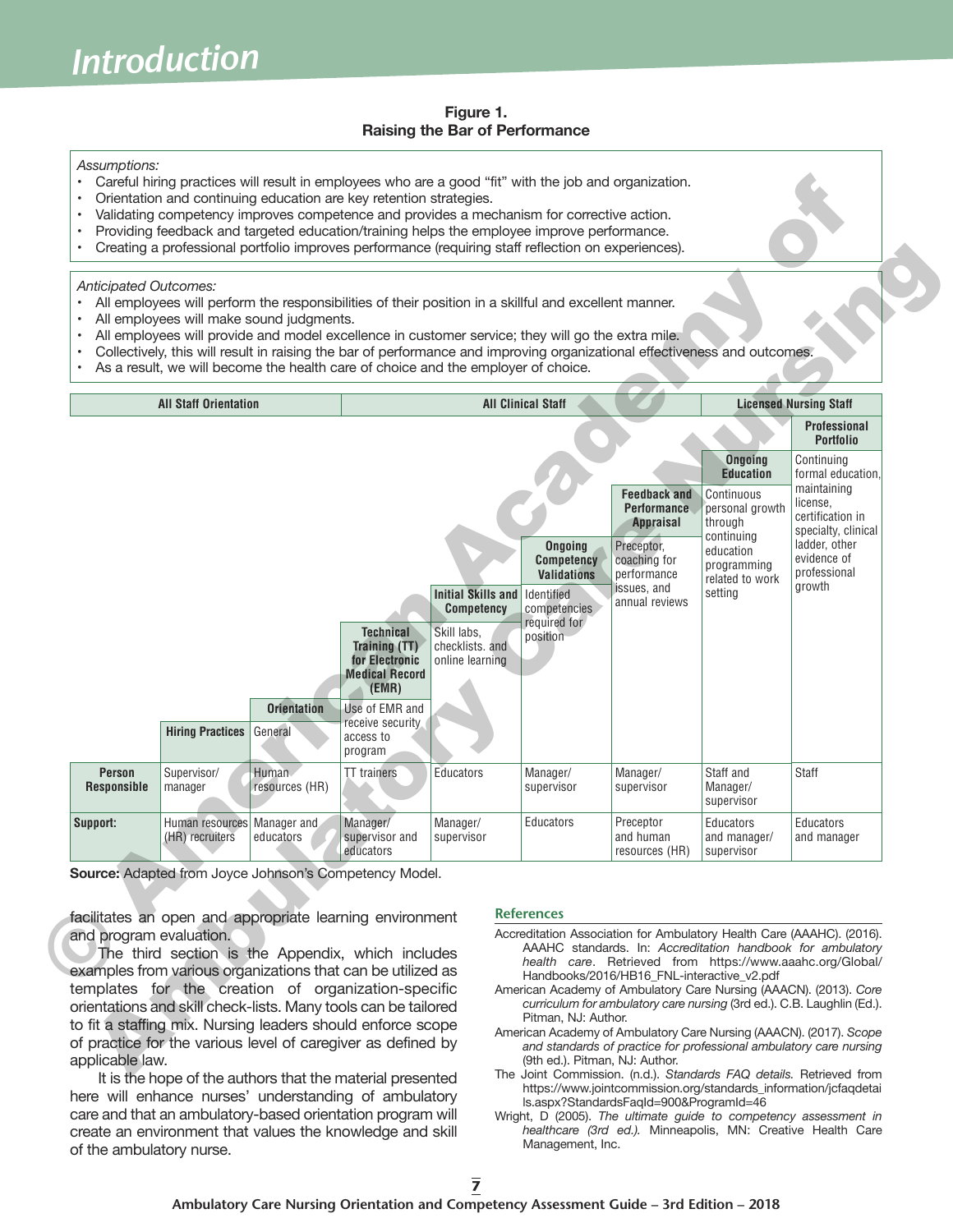**Figure 1.**
**Raising the Bar of Performance**

*Assumptions:*

- Careful hiring practices will result in employees who are a good "fit" with the job and organization.
- Orientation and continuing education are key retention strategies.
- Validating competency improves competence and provides a mechanism for corrective action.
- Providing feedback and targeted education/training helps the employee improve performance.
- Creating a professional portfolio improves performance (requiring staff reflection on experiences).

*Anticipated Outcomes:*

- All employees will perform the responsibilities of their position in a skillful and excellent manner.
- All employees will make sound judgments.
- All employees will provide and model excellence in customer service; they will go the extra mile.
- Collectively, this will result in raising the bar of performance and improving organizational effectiveness and outcomes.
- As a result, we will become the health care of choice and the employer of choice.

| All Staff Orientation | | | All Clinical Staff | | | | Licensed Nursing Staff | |
|---|---|---|---|---|---|---|---|---|
| | **Hiring Practices** | **Orientation** | **Technical Training (TT) for Electronic Medical Record (EMR)** | **Initial Skills and Competency** | **Ongoing Competency Validations** | **Feedback and Performance Appraisal** | **Ongoing Education** | **Professional Portfolio** |
| | | General | Use of EMR and receive security access to program | Skill labs, checklists. and online learning | Identified competencies required for position | Preceptor, coaching for performance issues, and annual reviews | Continuous personal growth through continuing education programming related to work setting | Continuing formal education, maintaining license, certification in specialty, clinical ladder, other evidence of professional growth |
| **Person Responsible** | Supervisor/ manager | Human resources (HR) | TT trainers | Educators | Manager/ supervisor | Manager/ supervisor | Staff and Manager/ supervisor | Staff |
| **Support:** | Human resources (HR) recruiters | Manager and educators | Manager/ supervisor and educators | Manager/ supervisor | Educators | Preceptor and human resources (HR) | Educators and manager/ supervisor | Educators and manager |

**Source:** Adapted from Joyce Johnson's Competency Model.

facilitates an open and appropriate learning environment and program evaluation.

The third section is the Appendix, which includes examples from various organizations that can be utilized as templates for the creation of organization-specific orientations and skill check-lists. Many tools can be tailored to fit a staffing mix. Nursing leaders should enforce scope of practice for the various level of caregiver as defined by applicable law.

It is the hope of the authors that the material presented here will enhance nurses' understanding of ambulatory care and that an ambulatory-based orientation program will create an environment that values the knowledge and skill of the ambulatory nurse.

## References

Accreditation Association for Ambulatory Health Care (AAAHC). (2016). AAAHC standards. In: *Accreditation handbook for ambulatory health care*. Retrieved from https://www.aaahc.org/Global/Handbooks/2016/HB16_FNL-interactive_v2.pdf

American Academy of Ambulatory Care Nursing (AAACN). (2013). *Core curriculum for ambulatory care nursing* (3rd ed.). C.B. Laughlin (Ed.). Pitman, NJ: Author.

American Academy of Ambulatory Care Nursing (AAACN). (2017). *Scope and standards of practice for professional ambulatory care nursing* (9th ed.). Pitman, NJ: Author.

The Joint Commission. (n.d.). *Standards FAQ details.* Retrieved from https://www.jointcommission.org/standards_information/jcfaqdetails.aspx?StandardsFaqId=900&ProgramId=46

Wright, D (2005). *The ultimate guide to competency assessment in healthcare (3rd ed.).* Minneapolis, MN: Creative Health Care Management, Inc.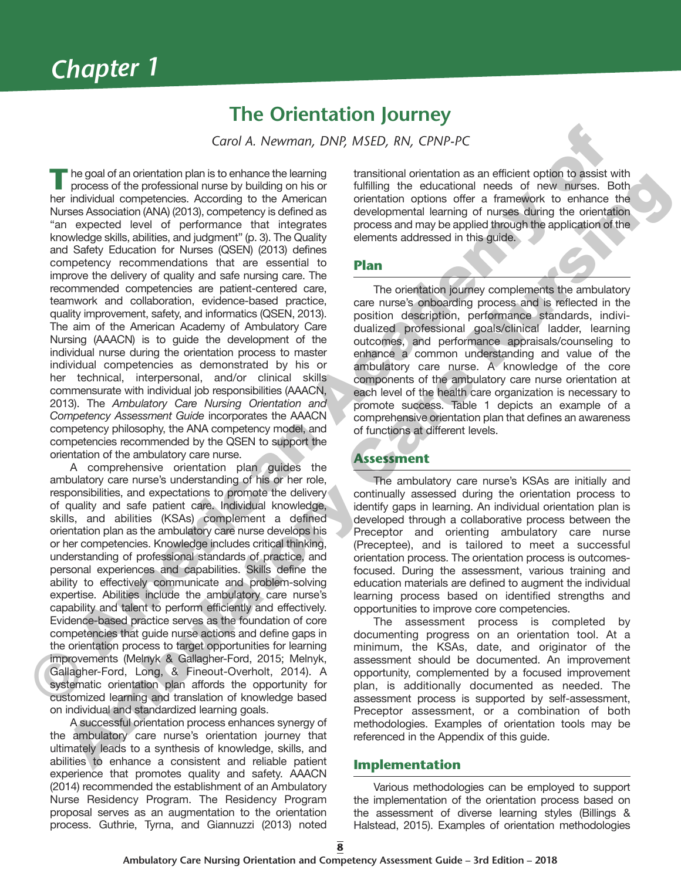# Chapter 1

## The Orientation Journey

*Carol A. Newman, DNP, MSED, RN, CPNP-PC*

The goal of an orientation plan is to enhance the learning process of the professional nurse by building on his or her individual competencies. According to the American Nurses Association (ANA) (2013), competency is defined as "an expected level of performance that integrates knowledge skills, abilities, and judgment" (p. 3). The Quality and Safety Education for Nurses (QSEN) (2013) defines competency recommendations that are essential to improve the delivery of quality and safe nursing care. The recommended competencies are patient-centered care, teamwork and collaboration, evidence-based practice, quality improvement, safety, and informatics (QSEN, 2013). The aim of the American Academy of Ambulatory Care Nursing (AAACN) is to guide the development of the individual nurse during the orientation process to master individual competencies as demonstrated by his or her technical, interpersonal, and/or clinical skills commensurate with individual job responsibilities (AAACN, 2013). The *Ambulatory Care Nursing Orientation and Competency Assessment Guide* incorporates the AAACN competency philosophy, the ANA competency model, and competencies recommended by the QSEN to support the orientation of the ambulatory care nurse.

A comprehensive orientation plan guides the ambulatory care nurse's understanding of his or her role, responsibilities, and expectations to promote the delivery of quality and safe patient care. Individual knowledge, skills, and abilities (KSAs) complement a defined orientation plan as the ambulatory care nurse develops his or her competencies. Knowledge includes critical thinking, understanding of professional standards of practice, and personal experiences and capabilities. Skills define the ability to effectively communicate and problem-solving expertise. Abilities include the ambulatory care nurse's capability and talent to perform efficiently and effectively. Evidence-based practice serves as the foundation of core competencies that guide nurse actions and define gaps in the orientation process to target opportunities for learning improvements (Melnyk & Gallagher-Ford, 2015; Melnyk, Gallagher-Ford, Long, & Fineout-Overholt, 2014). A systematic orientation plan affords the opportunity for customized learning and translation of knowledge based on individual and standardized learning goals.

A successful orientation process enhances synergy of the ambulatory care nurse's orientation journey that ultimately leads to a synthesis of knowledge, skills, and abilities to enhance a consistent and reliable patient experience that promotes quality and safety. AAACN (2014) recommended the establishment of an Ambulatory Nurse Residency Program. The Residency Program proposal serves as an augmentation to the orientation process. Guthrie, Tyrna, and Giannuzzi (2013) noted transitional orientation as an efficient option to assist with fulfilling the educational needs of new nurses. Both orientation options offer a framework to enhance the developmental learning of nurses during the orientation process and may be applied through the application of the elements addressed in this guide.

### Plan

The orientation journey complements the ambulatory care nurse's onboarding process and is reflected in the position description, performance standards, individualized professional goals/clinical ladder, learning outcomes, and performance appraisals/counseling to enhance a common understanding and value of the ambulatory care nurse. A knowledge of the core components of the ambulatory care nurse orientation at each level of the health care organization is necessary to promote success. Table 1 depicts an example of a comprehensive orientation plan that defines an awareness of functions at different levels.

### Assessment

The ambulatory care nurse's KSAs are initially and continually assessed during the orientation process to identify gaps in learning. An individual orientation plan is developed through a collaborative process between the Preceptor and orienting ambulatory care nurse (Preceptee), and is tailored to meet a successful orientation process. The orientation process is outcomes-focused. During the assessment, various training and education materials are defined to augment the individual learning process based on identified strengths and opportunities to improve core competencies.

The assessment process is completed by documenting progress on an orientation tool. At a minimum, the KSAs, date, and originator of the assessment should be documented. An improvement opportunity, complemented by a focused improvement plan, is additionally documented as needed. The assessment process is supported by self-assessment, Preceptor assessment, or a combination of both methodologies. Examples of orientation tools may be referenced in the Appendix of this guide.

### Implementation

Various methodologies can be employed to support the implementation of the orientation process based on the assessment of diverse learning styles (Billings & Halstead, 2015). Examples of orientation methodologies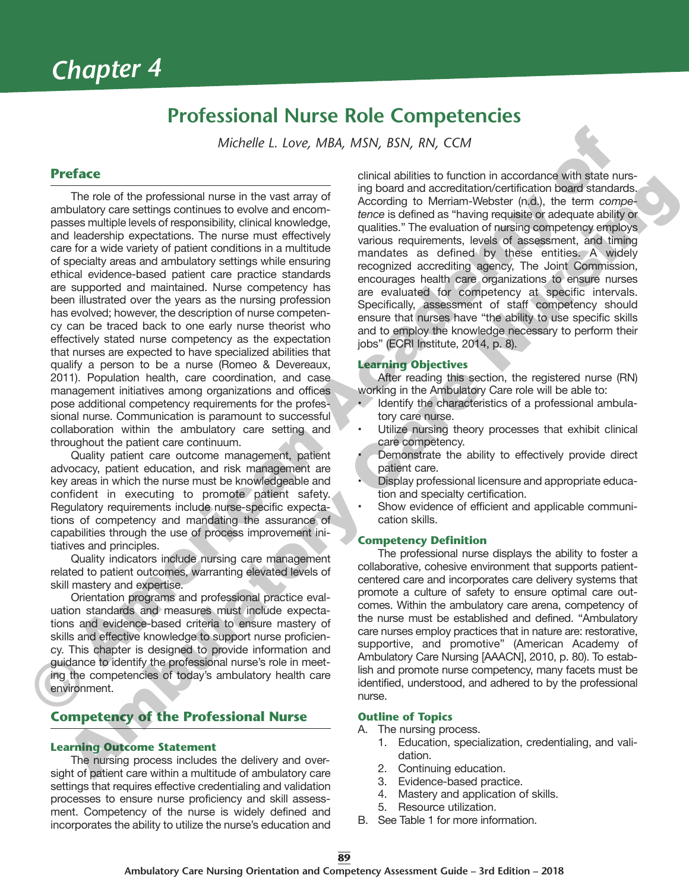# Chapter 4

## Professional Nurse Role Competencies

*Michelle L. Love, MBA, MSN, BSN, RN, CCM*

### Preface

The role of the professional nurse in the vast array of ambulatory care settings continues to evolve and encompasses multiple levels of responsibility, clinical knowledge, and leadership expectations. The nurse must effectively care for a wide variety of patient conditions in a multitude of specialty areas and ambulatory settings while ensuring ethical evidence-based patient care practice standards are supported and maintained. Nurse competency has been illustrated over the years as the nursing profession has evolved; however, the description of nurse competency can be traced back to one early nurse theorist who effectively stated nurse competency as the expectation that nurses are expected to have specialized abilities that qualify a person to be a nurse (Romeo & Devereaux, 2011). Population health, care coordination, and case management initiatives among organizations and offices pose additional competency requirements for the professional nurse. Communication is paramount to successful collaboration within the ambulatory care setting and throughout the patient care continuum.

Quality patient care outcome management, patient advocacy, patient education, and risk management are key areas in which the nurse must be knowledgeable and confident in executing to promote patient safety. Regulatory requirements include nurse-specific expectations of competency and mandating the assurance of capabilities through the use of process improvement initiatives and principles.

Quality indicators include nursing care management related to patient outcomes, warranting elevated levels of skill mastery and expertise.

Orientation programs and professional practice evaluation standards and measures must include expectations and evidence-based criteria to ensure mastery of skills and effective knowledge to support nurse proficiency. This chapter is designed to provide information and guidance to identify the professional nurse's role in meeting the competencies of today's ambulatory health care environment.

## Competency of the Professional Nurse

### Learning Outcome Statement

The nursing process includes the delivery and oversight of patient care within a multitude of ambulatory care settings that requires effective credentialing and validation processes to ensure nurse proficiency and skill assessment. Competency of the nurse is widely defined and incorporates the ability to utilize the nurse's education and clinical abilities to function in accordance with state nursing board and accreditation/certification board standards. According to Merriam-Webster (n.d.), the term *competence* is defined as "having requisite or adequate ability or qualities." The evaluation of nursing competency employs various requirements, levels of assessment, and timing mandates as defined by these entities. A widely recognized accrediting agency, The Joint Commission, encourages health care organizations to ensure nurses are evaluated for competency at specific intervals. Specifically, assessment of staff competency should ensure that nurses have "the ability to use specific skills and to employ the knowledge necessary to perform their jobs" (ECRI Institute, 2014, p. 8).

### Learning Objectives

After reading this section, the registered nurse (RN) working in the Ambulatory Care role will be able to:

- Identify the characteristics of a professional ambulatory care nurse.
- Utilize nursing theory processes that exhibit clinical care competency.
- Demonstrate the ability to effectively provide direct patient care.
- Display professional licensure and appropriate education and specialty certification.
- Show evidence of efficient and applicable communication skills.

### Competency Definition

The professional nurse displays the ability to foster a collaborative, cohesive environment that supports patient-centered care and incorporates care delivery systems that promote a culture of safety to ensure optimal care outcomes. Within the ambulatory care arena, competency of the nurse must be established and defined. "Ambulatory care nurses employ practices that in nature are: restorative, supportive, and promotive" (American Academy of Ambulatory Care Nursing [AAACN], 2010, p. 80). To establish and promote nurse competency, many facets must be identified, understood, and adhered to by the professional nurse.

### Outline of Topics

A. The nursing process.
   1. Education, specialization, credentialing, and validation.
   2. Continuing education.
   3. Evidence-based practice.
   4. Mastery and application of skills.
   5. Resource utilization.

B. See Table 1 for more information.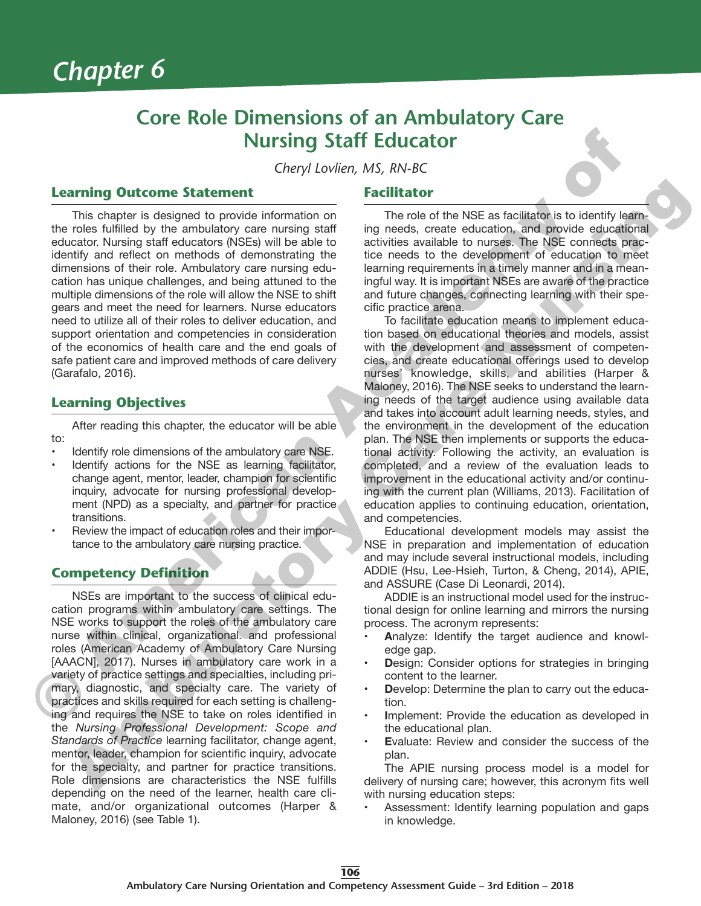# Chapter 6

# Core Role Dimensions of an Ambulatory Care Nursing Staff Educator

*Cheryl Lovlien, MS, RN-BC*

## Learning Outcome Statement

This chapter is designed to provide information on the roles fulfilled by the ambulatory care nursing staff educator. Nursing staff educators (NSEs) will be able to identify and reflect on methods of demonstrating the dimensions of their role. Ambulatory care nursing education has unique challenges, and being attuned to the multiple dimensions of the role will allow the NSE to shift gears and meet the need for learners. Nurse educators need to utilize all of their roles to deliver education, and support orientation and competencies in consideration of the economics of health care and the end goals of safe patient care and improved methods of care delivery (Garafalo, 2016).

## Learning Objectives

After reading this chapter, the educator will be able to:

- Identify role dimensions of the ambulatory care NSE.
- Identify actions for the NSE as learning facilitator, change agent, mentor, leader, champion for scientific inquiry, advocate for nursing professional development (NPD) as a specialty, and partner for practice transitions.
- Review the impact of education roles and their importance to the ambulatory care nursing practice.

## Competency Definition

NSEs are important to the success of clinical education programs within ambulatory care settings. The NSE works to support the roles of the ambulatory care nurse within clinical, organizational. and professional roles (American Academy of Ambulatory Care Nursing [AAACN], 2017). Nurses in ambulatory care work in a variety of practice settings and specialties, including primary, diagnostic, and specialty care. The variety of practices and skills required for each setting is challenging and requires the NSE to take on roles identified in the *Nursing Professional Development: Scope and Standards of Practice* learning facilitator, change agent, mentor, leader, champion for scientific inquiry, advocate for the specialty, and partner for practice transitions. Role dimensions are characteristics the NSE fulfills depending on the need of the learner, health care climate, and/or organizational outcomes (Harper & Maloney, 2016) (see Table 1).

## Facilitator

The role of the NSE as facilitator is to identify learning needs, create education, and provide educational activities available to nurses. The NSE connects practice needs to the development of education to meet learning requirements in a timely manner and in a meaningful way. It is important NSEs are aware of the practice and future changes, connecting learning with their specific practice arena.

To facilitate education means to implement education based on educational theories and models, assist with the development and assessment of competencies, and create educational offerings used to develop nurses' knowledge, skills, and abilities (Harper & Maloney, 2016). The NSE seeks to understand the learning needs of the target audience using available data and takes into account adult learning needs, styles, and the environment in the development of the education plan. The NSE then implements or supports the educational activity. Following the activity, an evaluation is completed, and a review of the evaluation leads to improvement in the educational activity and/or continuing with the current plan (Williams, 2013). Facilitation of education applies to continuing education, orientation, and competencies.

Educational development models may assist the NSE in preparation and implementation of education and may include several instructional models, including ADDIE (Hsu, Lee-Hsieh, Turton, & Cheng, 2014), APIE, and ASSURE (Case Di Leonardi, 2014).

ADDIE is an instructional model used for the instructional design for online learning and mirrors the nursing process. The acronym represents:

- **A**nalyze: Identify the target audience and knowledge gap.
- **D**esign: Consider options for strategies in bringing content to the learner.
- **D**evelop: Determine the plan to carry out the education.
- **I**mplement: Provide the education as developed in the educational plan.
- **E**valuate: Review and consider the success of the plan.

The APIE nursing process model is a model for delivery of nursing care; however, this acronym fits well with nursing education steps:

- Assessment: Identify learning population and gaps in knowledge.